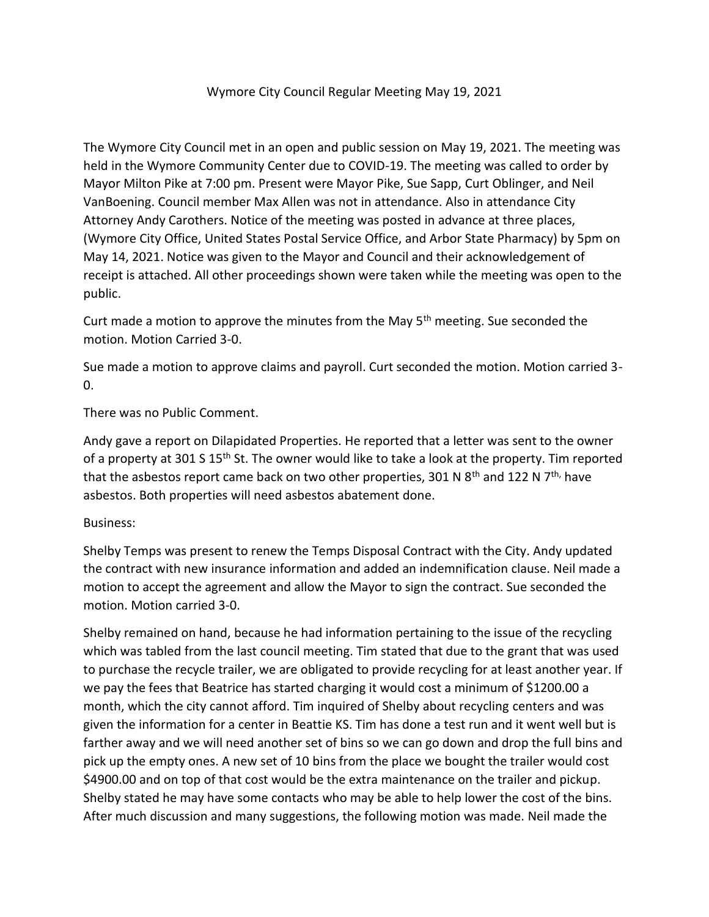# Wymore City Council Regular Meeting May 19, 2021

The Wymore City Council met in an open and public session on May 19, 2021. The meeting was held in the Wymore Community Center due to COVID-19. The meeting was called to order by Mayor Milton Pike at 7:00 pm. Present were Mayor Pike, Sue Sapp, Curt Oblinger, and Neil VanBoening. Council member Max Allen was not in attendance. Also in attendance City Attorney Andy Carothers. Notice of the meeting was posted in advance at three places, (Wymore City Office, United States Postal Service Office, and Arbor State Pharmacy) by 5pm on May 14, 2021. Notice was given to the Mayor and Council and their acknowledgement of receipt is attached. All other proceedings shown were taken while the meeting was open to the public.

Curt made a motion to approve the minutes from the May 5th meeting. Sue seconded the motion. Motion Carried 3-0.

Sue made a motion to approve claims and payroll. Curt seconded the motion. Motion carried 3-0.

There was no Public Comment.

Andy gave a report on Dilapidated Properties. He reported that a letter was sent to the owner of a property at 301 S 15th St. The owner would like to take a look at the property. Tim reported that the asbestos report came back on two other properties, 301 N 8th and 122 N 7th, have asbestos. Both properties will need asbestos abatement done.

Business:

Shelby Temps was present to renew the Temps Disposal Contract with the City. Andy updated the contract with new insurance information and added an indemnification clause. Neil made a motion to accept the agreement and allow the Mayor to sign the contract. Sue seconded the motion. Motion carried 3-0.

Shelby remained on hand, because he had information pertaining to the issue of the recycling which was tabled from the last council meeting. Tim stated that due to the grant that was used to purchase the recycle trailer, we are obligated to provide recycling for at least another year. If we pay the fees that Beatrice has started charging it would cost a minimum of $1200.00 a month, which the city cannot afford. Tim inquired of Shelby about recycling centers and was given the information for a center in Beattie KS. Tim has done a test run and it went well but is farther away and we will need another set of bins so we can go down and drop the full bins and pick up the empty ones. A new set of 10 bins from the place we bought the trailer would cost $4900.00 and on top of that cost would be the extra maintenance on the trailer and pickup. Shelby stated he may have some contacts who may be able to help lower the cost of the bins. After much discussion and many suggestions, the following motion was made. Neil made the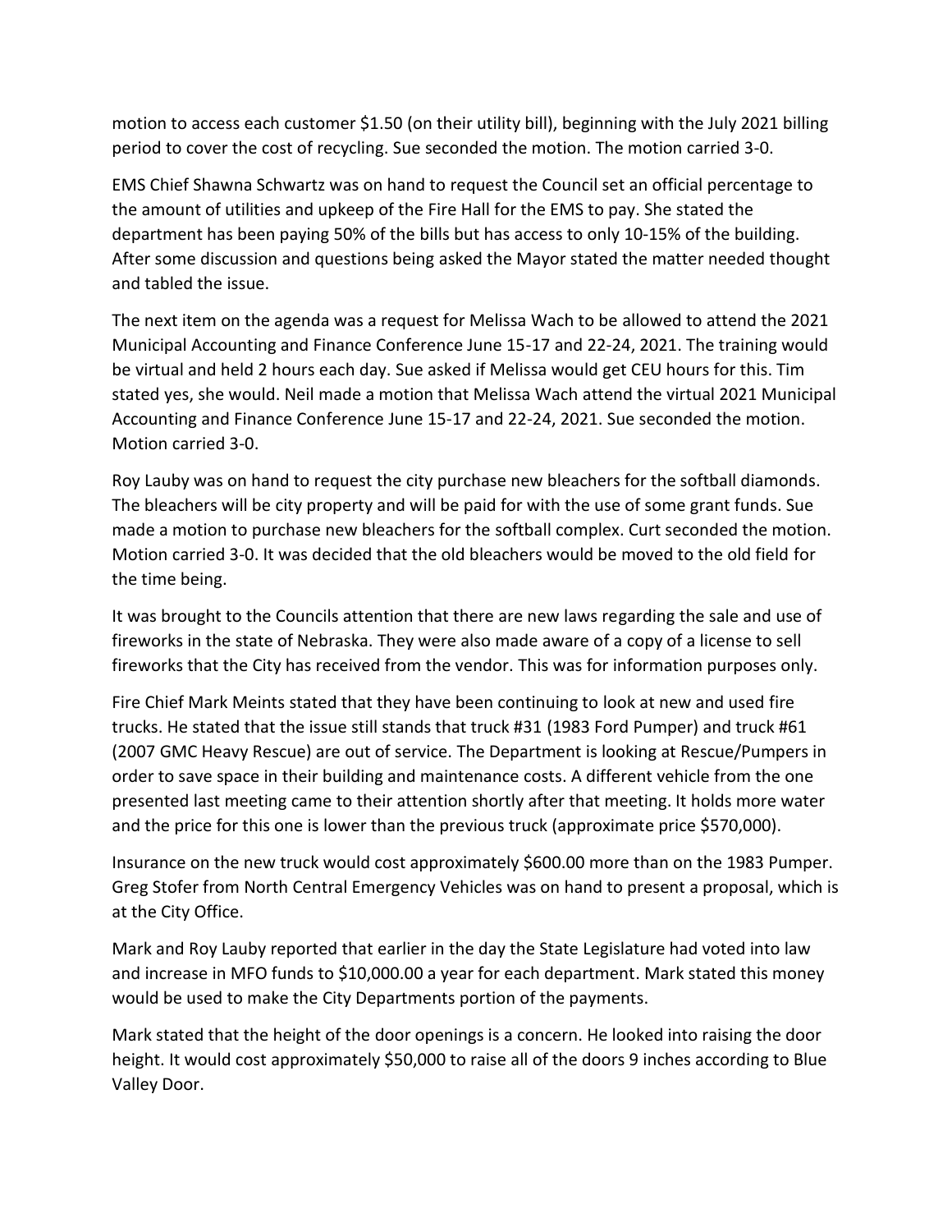motion to access each customer $1.50 (on their utility bill), beginning with the July 2021 billing period to cover the cost of recycling. Sue seconded the motion. The motion carried 3-0.

EMS Chief Shawna Schwartz was on hand to request the Council set an official percentage to the amount of utilities and upkeep of the Fire Hall for the EMS to pay. She stated the department has been paying 50% of the bills but has access to only 10-15% of the building. After some discussion and questions being asked the Mayor stated the matter needed thought and tabled the issue.

The next item on the agenda was a request for Melissa Wach to be allowed to attend the 2021 Municipal Accounting and Finance Conference June 15-17 and 22-24, 2021. The training would be virtual and held 2 hours each day. Sue asked if Melissa would get CEU hours for this. Tim stated yes, she would. Neil made a motion that Melissa Wach attend the virtual 2021 Municipal Accounting and Finance Conference June 15-17 and 22-24, 2021. Sue seconded the motion. Motion carried 3-0.

Roy Lauby was on hand to request the city purchase new bleachers for the softball diamonds. The bleachers will be city property and will be paid for with the use of some grant funds. Sue made a motion to purchase new bleachers for the softball complex. Curt seconded the motion. Motion carried 3-0. It was decided that the old bleachers would be moved to the old field for the time being.

It was brought to the Councils attention that there are new laws regarding the sale and use of fireworks in the state of Nebraska. They were also made aware of a copy of a license to sell fireworks that the City has received from the vendor. This was for information purposes only.

Fire Chief Mark Meints stated that they have been continuing to look at new and used fire trucks. He stated that the issue still stands that truck #31 (1983 Ford Pumper) and truck #61 (2007 GMC Heavy Rescue) are out of service. The Department is looking at Rescue/Pumpers in order to save space in their building and maintenance costs. A different vehicle from the one presented last meeting came to their attention shortly after that meeting. It holds more water and the price for this one is lower than the previous truck (approximate price $570,000).

Insurance on the new truck would cost approximately $600.00 more than on the 1983 Pumper. Greg Stofer from North Central Emergency Vehicles was on hand to present a proposal, which is at the City Office.

Mark and Roy Lauby reported that earlier in the day the State Legislature had voted into law and increase in MFO funds to $10,000.00 a year for each department. Mark stated this money would be used to make the City Departments portion of the payments.

Mark stated that the height of the door openings is a concern. He looked into raising the door height. It would cost approximately $50,000 to raise all of the doors 9 inches according to Blue Valley Door.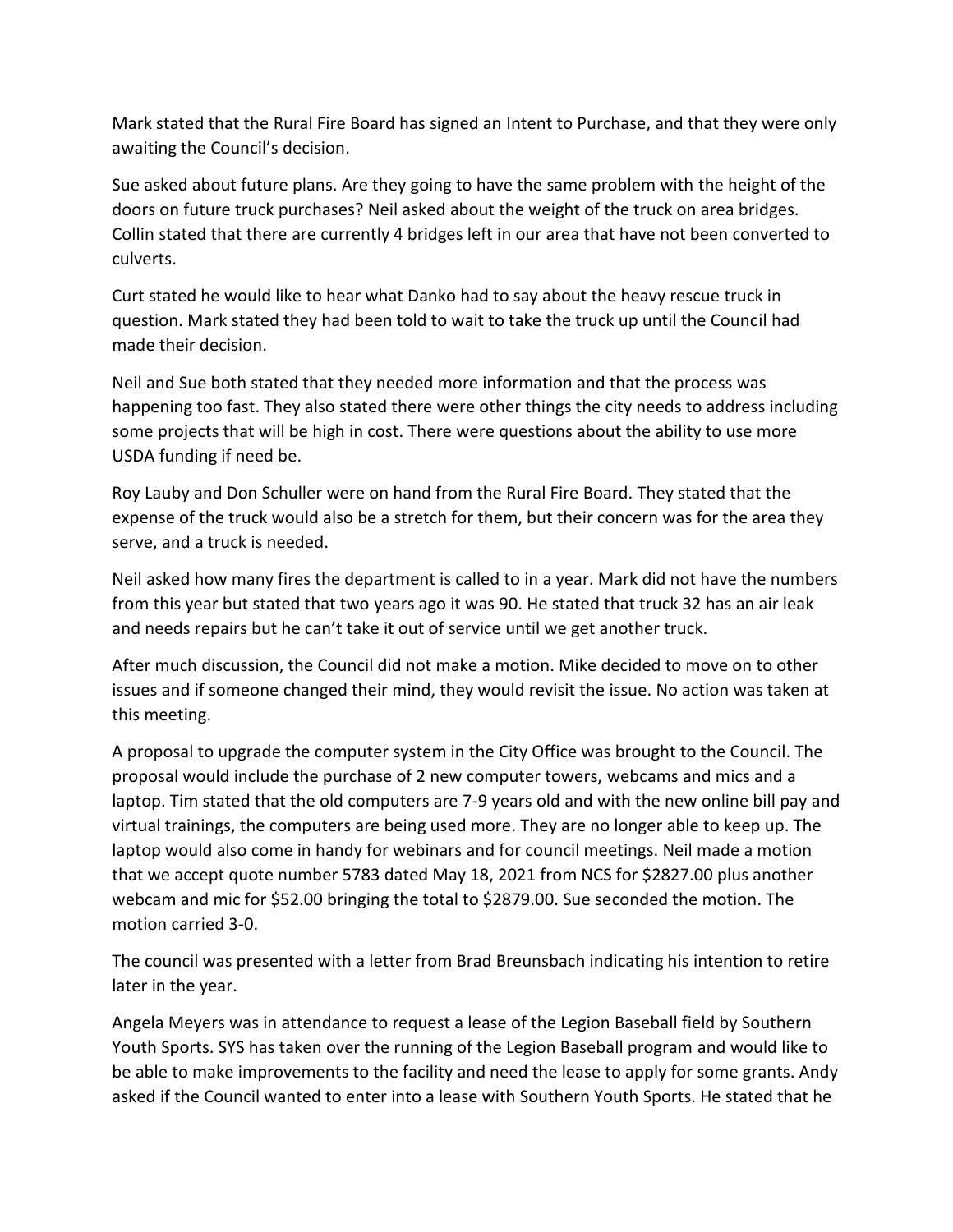Mark stated that the Rural Fire Board has signed an Intent to Purchase, and that they were only awaiting the Council's decision.

Sue asked about future plans. Are they going to have the same problem with the height of the doors on future truck purchases? Neil asked about the weight of the truck on area bridges. Collin stated that there are currently 4 bridges left in our area that have not been converted to culverts.

Curt stated he would like to hear what Danko had to say about the heavy rescue truck in question. Mark stated they had been told to wait to take the truck up until the Council had made their decision.

Neil and Sue both stated that they needed more information and that the process was happening too fast. They also stated there were other things the city needs to address including some projects that will be high in cost. There were questions about the ability to use more USDA funding if need be.

Roy Lauby and Don Schuller were on hand from the Rural Fire Board. They stated that the expense of the truck would also be a stretch for them, but their concern was for the area they serve, and a truck is needed.

Neil asked how many fires the department is called to in a year. Mark did not have the numbers from this year but stated that two years ago it was 90. He stated that truck 32 has an air leak and needs repairs but he can't take it out of service until we get another truck.

After much discussion, the Council did not make a motion. Mike decided to move on to other issues and if someone changed their mind, they would revisit the issue. No action was taken at this meeting.

A proposal to upgrade the computer system in the City Office was brought to the Council. The proposal would include the purchase of 2 new computer towers, webcams and mics and a laptop. Tim stated that the old computers are 7-9 years old and with the new online bill pay and virtual trainings, the computers are being used more. They are no longer able to keep up. The laptop would also come in handy for webinars and for council meetings. Neil made a motion that we accept quote number 5783 dated May 18, 2021 from NCS for $2827.00 plus another webcam and mic for $52.00 bringing the total to $2879.00. Sue seconded the motion. The motion carried 3-0.

The council was presented with a letter from Brad Breunsbach indicating his intention to retire later in the year.

Angela Meyers was in attendance to request a lease of the Legion Baseball field by Southern Youth Sports. SYS has taken over the running of the Legion Baseball program and would like to be able to make improvements to the facility and need the lease to apply for some grants. Andy asked if the Council wanted to enter into a lease with Southern Youth Sports. He stated that he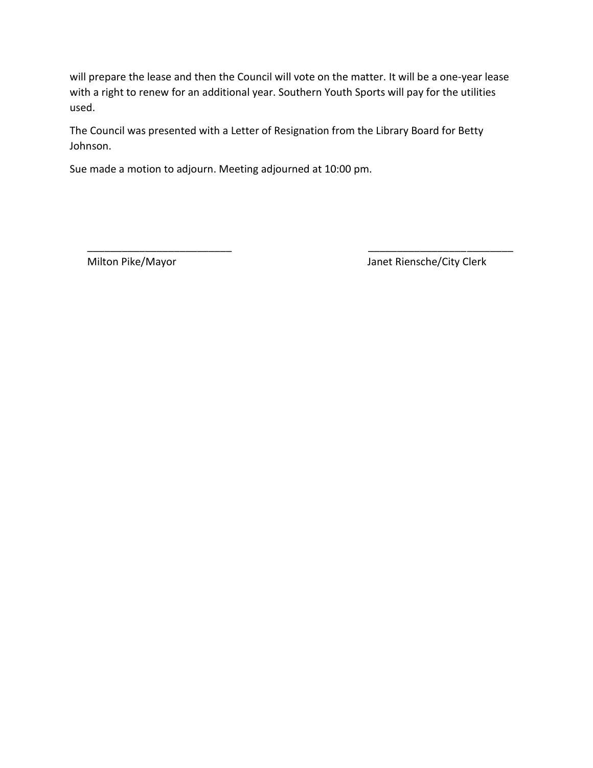will prepare the lease and then the Council will vote on the matter. It will be a one-year lease with a right to renew for an additional year. Southern Youth Sports will pay for the utilities used.

The Council was presented with a Letter of Resignation from the Library Board for Betty Johnson.

Sue made a motion to adjourn. Meeting adjourned at 10:00 pm.

_________________________ _________________________

Milton Pike/Mayor Janet Riensche/City Clerk